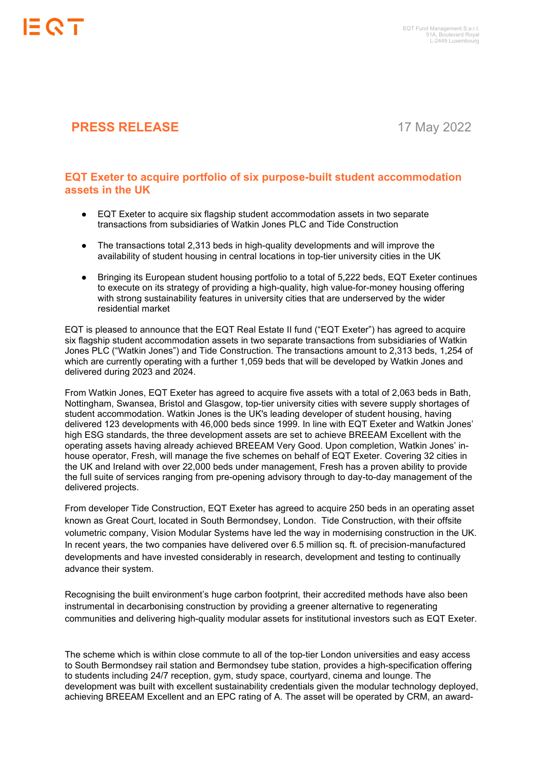EQT Fund Management S.a.r.l.
51A, Boulevard Royal
L-2449 Luxembourg

**PRESS RELEASE** 17 May 2022

## EQT Exeter to acquire portfolio of six purpose-built student accommodation assets in the UK

- EQT Exeter to acquire six flagship student accommodation assets in two separate transactions from subsidiaries of Watkin Jones PLC and Tide Construction
- The transactions total 2,313 beds in high-quality developments and will improve the availability of student housing in central locations in top-tier university cities in the UK
- Bringing its European student housing portfolio to a total of 5,222 beds, EQT Exeter continues to execute on its strategy of providing a high-quality, high value-for-money housing offering with strong sustainability features in university cities that are underserved by the wider residential market

EQT is pleased to announce that the EQT Real Estate II fund ("EQT Exeter") has agreed to acquire six flagship student accommodation assets in two separate transactions from subsidiaries of Watkin Jones PLC ("Watkin Jones") and Tide Construction. The transactions amount to 2,313 beds, 1,254 of which are currently operating with a further 1,059 beds that will be developed by Watkin Jones and delivered during 2023 and 2024.

From Watkin Jones, EQT Exeter has agreed to acquire five assets with a total of 2,063 beds in Bath, Nottingham, Swansea, Bristol and Glasgow, top-tier university cities with severe supply shortages of student accommodation. Watkin Jones is the UK's leading developer of student housing, having delivered 123 developments with 46,000 beds since 1999. In line with EQT Exeter and Watkin Jones' high ESG standards, the three development assets are set to achieve BREEAM Excellent with the operating assets having already achieved BREEAM Very Good. Upon completion, Watkin Jones' in-house operator, Fresh, will manage the five schemes on behalf of EQT Exeter. Covering 32 cities in the UK and Ireland with over 22,000 beds under management, Fresh has a proven ability to provide the full suite of services ranging from pre-opening advisory through to day-to-day management of the delivered projects.

From developer Tide Construction, EQT Exeter has agreed to acquire 250 beds in an operating asset known as Great Court, located in South Bermondsey, London. Tide Construction, with their offsite volumetric company, Vision Modular Systems have led the way in modernising construction in the UK. In recent years, the two companies have delivered over 6.5 million sq. ft. of precision-manufactured developments and have invested considerably in research, development and testing to continually advance their system.

Recognising the built environment's huge carbon footprint, their accredited methods have also been instrumental in decarbonising construction by providing a greener alternative to regenerating communities and delivering high-quality modular assets for institutional investors such as EQT Exeter.

The scheme which is within close commute to all of the top-tier London universities and easy access to South Bermondsey rail station and Bermondsey tube station, provides a high-specification offering to students including 24/7 reception, gym, study space, courtyard, cinema and lounge. The development was built with excellent sustainability credentials given the modular technology deployed, achieving BREEAM Excellent and an EPC rating of A. The asset will be operated by CRM, an award-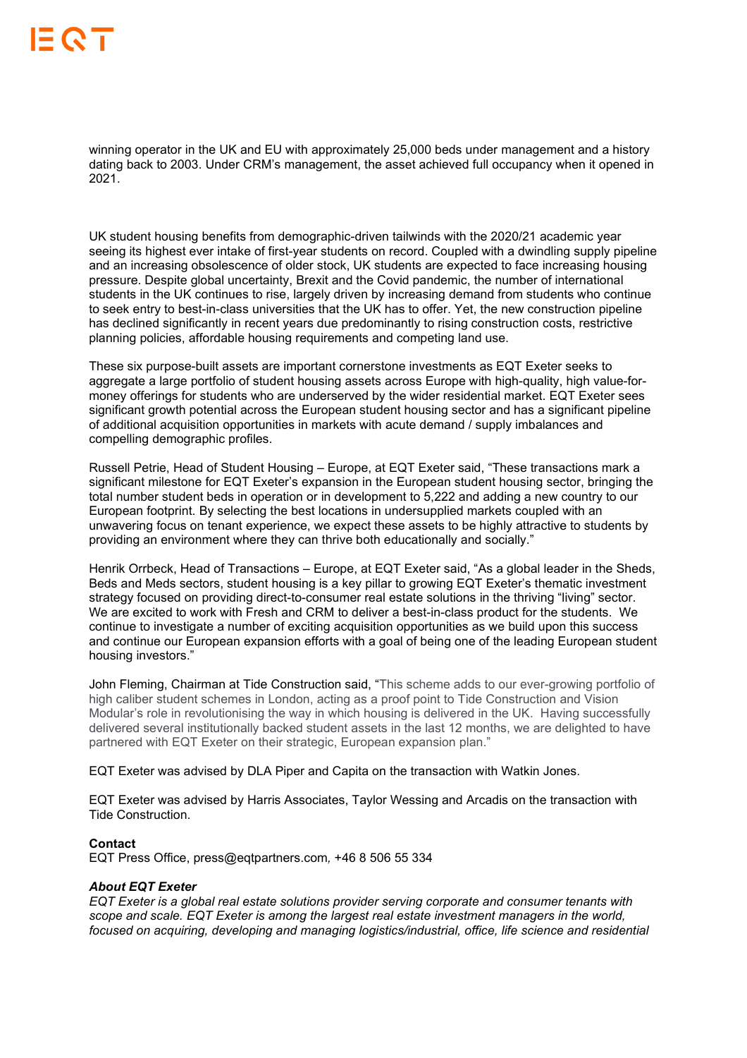winning operator in the UK and EU with approximately 25,000 beds under management and a history dating back to 2003. Under CRM's management, the asset achieved full occupancy when it opened in 2021.

UK student housing benefits from demographic-driven tailwinds with the 2020/21 academic year seeing its highest ever intake of first-year students on record. Coupled with a dwindling supply pipeline and an increasing obsolescence of older stock, UK students are expected to face increasing housing pressure. Despite global uncertainty, Brexit and the Covid pandemic, the number of international students in the UK continues to rise, largely driven by increasing demand from students who continue to seek entry to best-in-class universities that the UK has to offer. Yet, the new construction pipeline has declined significantly in recent years due predominantly to rising construction costs, restrictive planning policies, affordable housing requirements and competing land use.

These six purpose-built assets are important cornerstone investments as EQT Exeter seeks to aggregate a large portfolio of student housing assets across Europe with high-quality, high value-for-money offerings for students who are underserved by the wider residential market. EQT Exeter sees significant growth potential across the European student housing sector and has a significant pipeline of additional acquisition opportunities in markets with acute demand / supply imbalances and compelling demographic profiles.

Russell Petrie, Head of Student Housing – Europe, at EQT Exeter said, "These transactions mark a significant milestone for EQT Exeter's expansion in the European student housing sector, bringing the total number student beds in operation or in development to 5,222 and adding a new country to our European footprint. By selecting the best locations in undersupplied markets coupled with an unwavering focus on tenant experience, we expect these assets to be highly attractive to students by providing an environment where they can thrive both educationally and socially."

Henrik Orrbeck, Head of Transactions – Europe, at EQT Exeter said, "As a global leader in the Sheds, Beds and Meds sectors, student housing is a key pillar to growing EQT Exeter's thematic investment strategy focused on providing direct-to-consumer real estate solutions in the thriving "living" sector. We are excited to work with Fresh and CRM to deliver a best-in-class product for the students. We continue to investigate a number of exciting acquisition opportunities as we build upon this success and continue our European expansion efforts with a goal of being one of the leading European student housing investors."

John Fleming, Chairman at Tide Construction said, "This scheme adds to our ever-growing portfolio of high caliber student schemes in London, acting as a proof point to Tide Construction and Vision Modular's role in revolutionising the way in which housing is delivered in the UK. Having successfully delivered several institutionally backed student assets in the last 12 months, we are delighted to have partnered with EQT Exeter on their strategic, European expansion plan."

EQT Exeter was advised by DLA Piper and Capita on the transaction with Watkin Jones.

EQT Exeter was advised by Harris Associates, Taylor Wessing and Arcadis on the transaction with Tide Construction.

**Contact**
EQT Press Office, press@eqtpartners.com, +46 8 506 55 334

***About EQT Exeter***
*EQT Exeter is a global real estate solutions provider serving corporate and consumer tenants with scope and scale. EQT Exeter is among the largest real estate investment managers in the world, focused on acquiring, developing and managing logistics/industrial, office, life science and residential*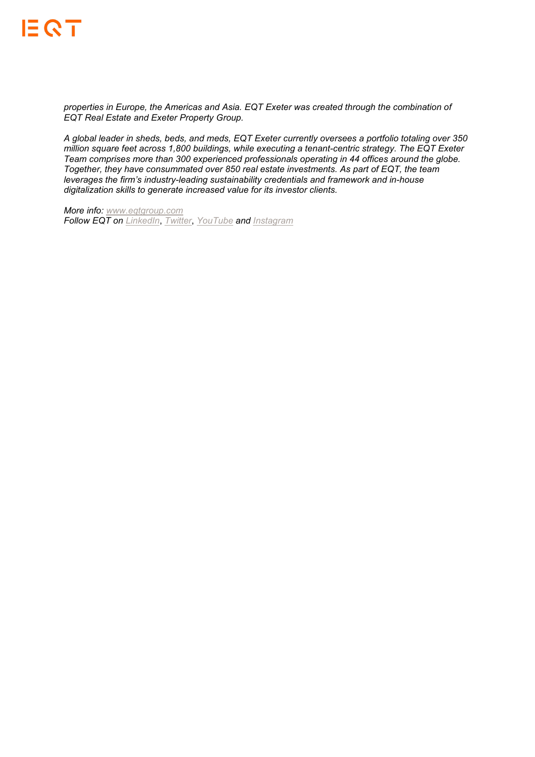*properties in Europe, the Americas and Asia. EQT Exeter was created through the combination of EQT Real Estate and Exeter Property Group.*

*A global leader in sheds, beds, and meds, EQT Exeter currently oversees a portfolio totaling over 350 million square feet across 1,800 buildings, while executing a tenant-centric strategy. The EQT Exeter Team comprises more than 300 experienced professionals operating in 44 offices around the globe. Together, they have consummated over 850 real estate investments. As part of EQT, the team leverages the firm's industry-leading sustainability credentials and framework and in-house digitalization skills to generate increased value for its investor clients.*

*More info: www.eqtgroup.com*
*Follow EQT on LinkedIn, Twitter, YouTube and Instagram*